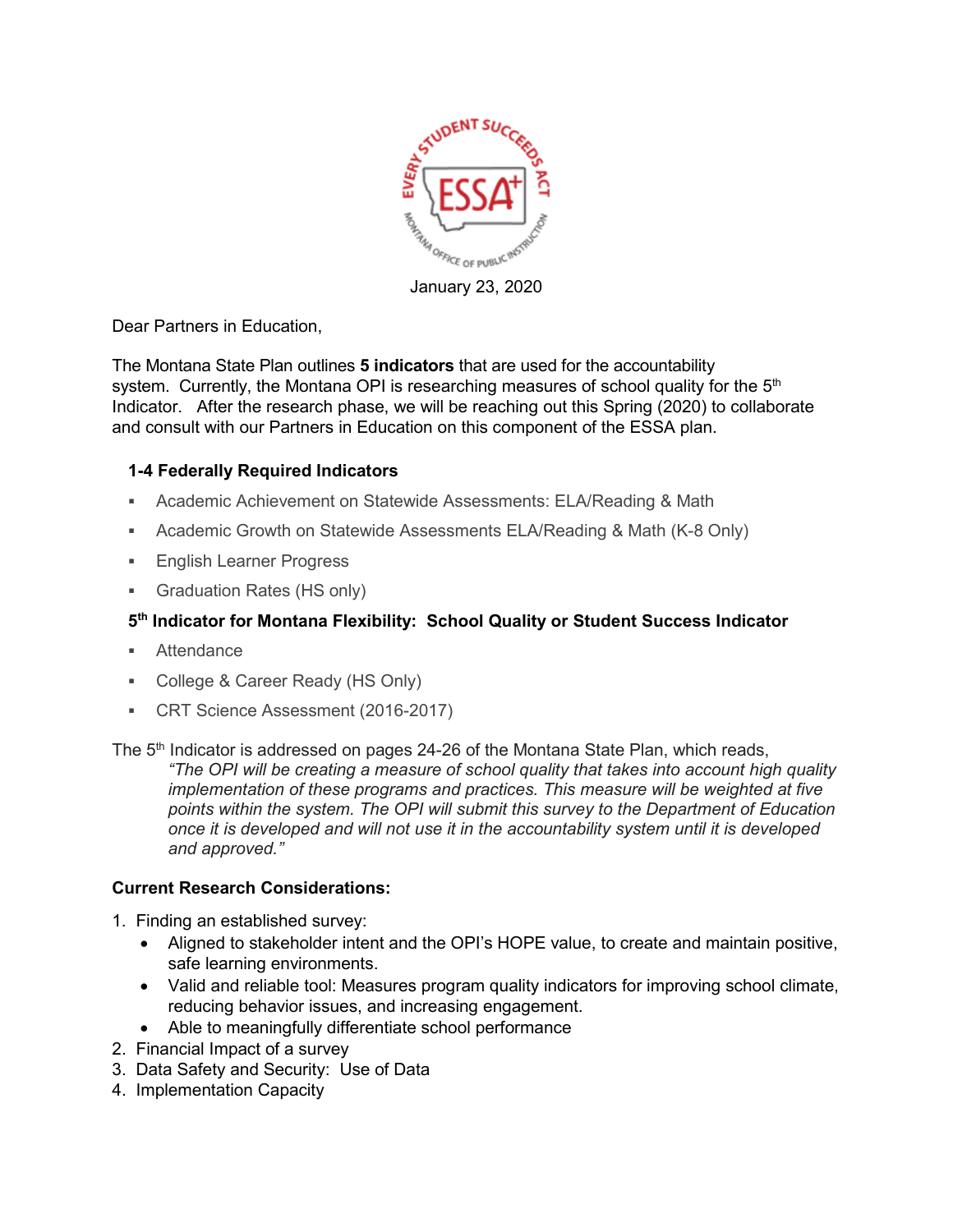January 23, 2020

Dear Partners in Education,

The Montana State Plan outlines **5 indicators** that are used for the accountability system. Currently, the Montana OPI is researching measures of school quality for the 5th Indicator. After the research phase, we will be reaching out this Spring (2020) to collaborate and consult with our Partners in Education on this component of the ESSA plan.

**1-4 Federally Required Indicators**

- Academic Achievement on Statewide Assessments: ELA/Reading & Math
- Academic Growth on Statewide Assessments ELA/Reading & Math (K-8 Only)
- English Learner Progress
- Graduation Rates (HS only)

**5th Indicator for Montana Flexibility: School Quality or Student Success Indicator**

- Attendance
- College & Career Ready (HS Only)
- CRT Science Assessment (2016-2017)

The 5th Indicator is addressed on pages 24-26 of the Montana State Plan, which reads,

> *"The OPI will be creating a measure of school quality that takes into account high quality implementation of these programs and practices. This measure will be weighted at five points within the system. The OPI will submit this survey to the Department of Education once it is developed and will not use it in the accountability system until it is developed and approved."*

**Current Research Considerations:**

1. Finding an established survey:
   - Aligned to stakeholder intent and the OPI's HOPE value, to create and maintain positive, safe learning environments.
   - Valid and reliable tool: Measures program quality indicators for improving school climate, reducing behavior issues, and increasing engagement.
   - Able to meaningfully differentiate school performance
2. Financial Impact of a survey
3. Data Safety and Security: Use of Data
4. Implementation Capacity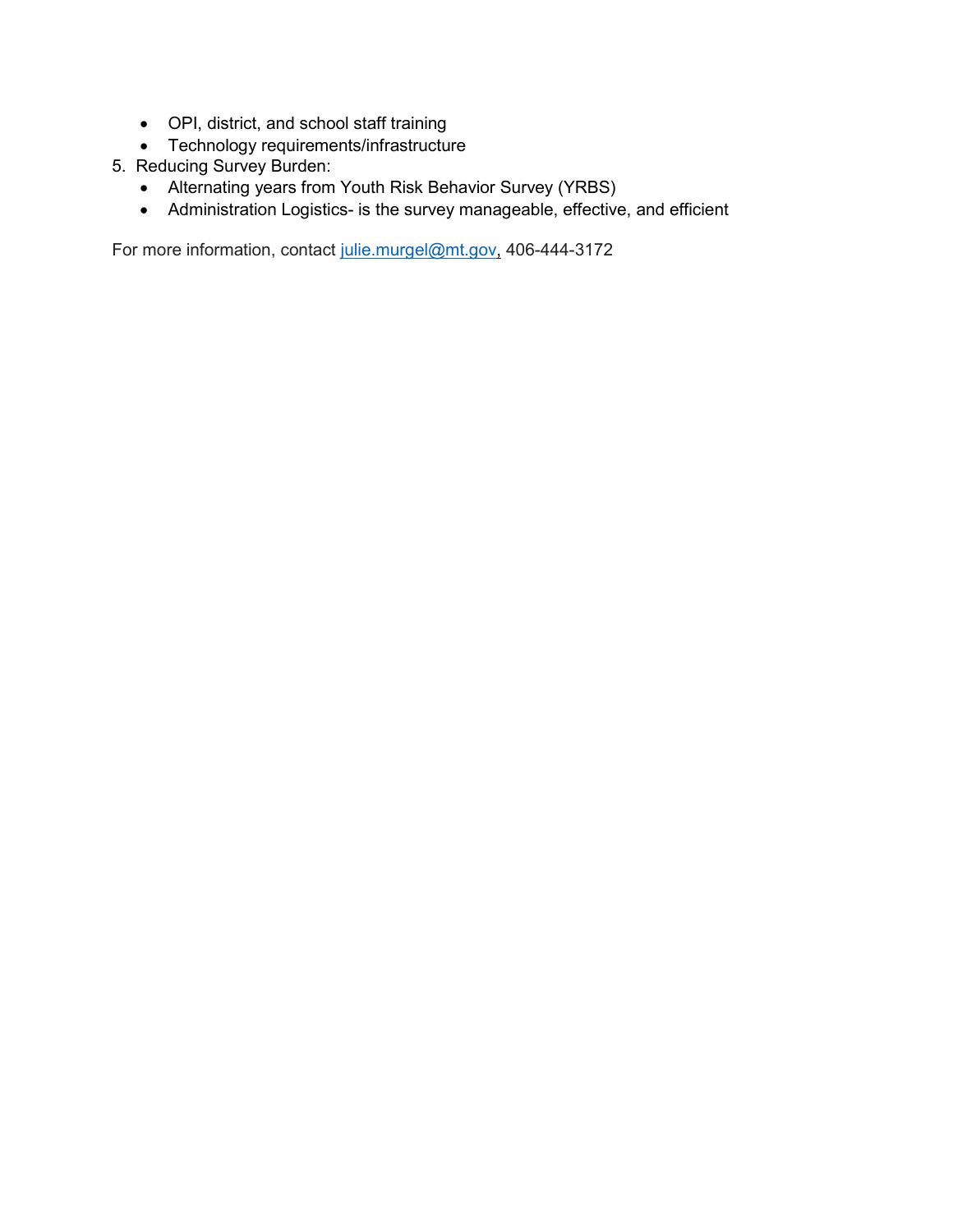- OPI, district, and school staff training
- Technology requirements/infrastructure

5. Reducing Survey Burden:
   - Alternating years from Youth Risk Behavior Survey (YRBS)
   - Administration Logistics- is the survey manageable, effective, and efficient

For more information, contact julie.murgel@mt.gov, 406-444-3172